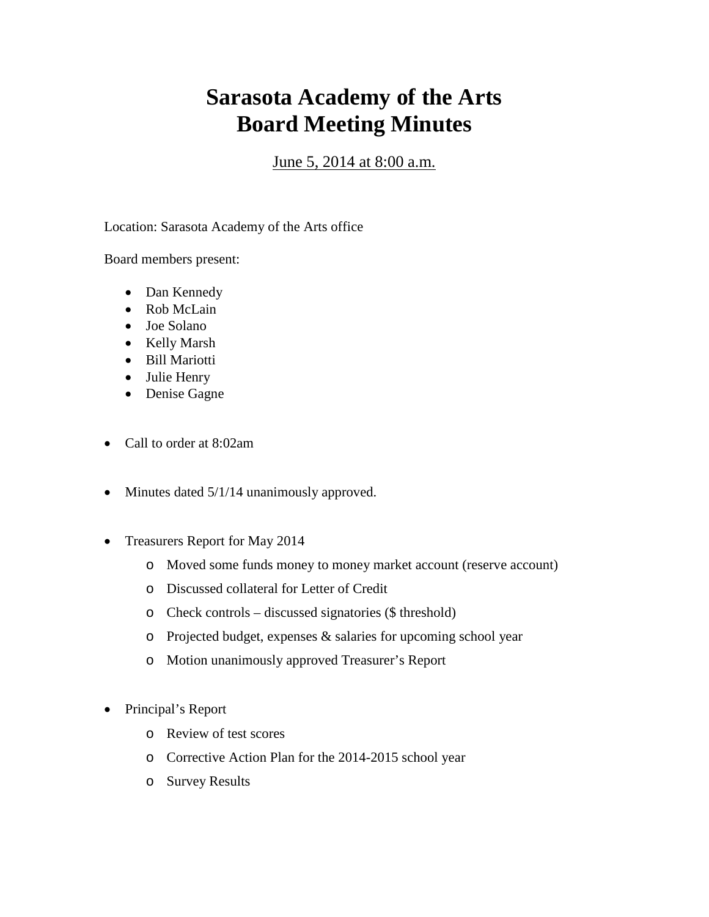# Sarasota Academy of the Arts
# Board Meeting Minutes

June 5, 2014 at 8:00 a.m.

Location: Sarasota Academy of the Arts office

Board members present:

- Dan Kennedy
- Rob McLain
- Joe Solano
- Kelly Marsh
- Bill Mariotti
- Julie Henry
- Denise Gagne

- Call to order at 8:02am

- Minutes dated 5/1/14 unanimously approved.

- Treasurers Report for May 2014
  - Moved some funds money to money market account (reserve account)
  - Discussed collateral for Letter of Credit
  - Check controls – discussed signatories ($ threshold)
  - Projected budget, expenses & salaries for upcoming school year
  - Motion unanimously approved Treasurer's Report

- Principal's Report
  - Review of test scores
  - Corrective Action Plan for the 2014-2015 school year
  - Survey Results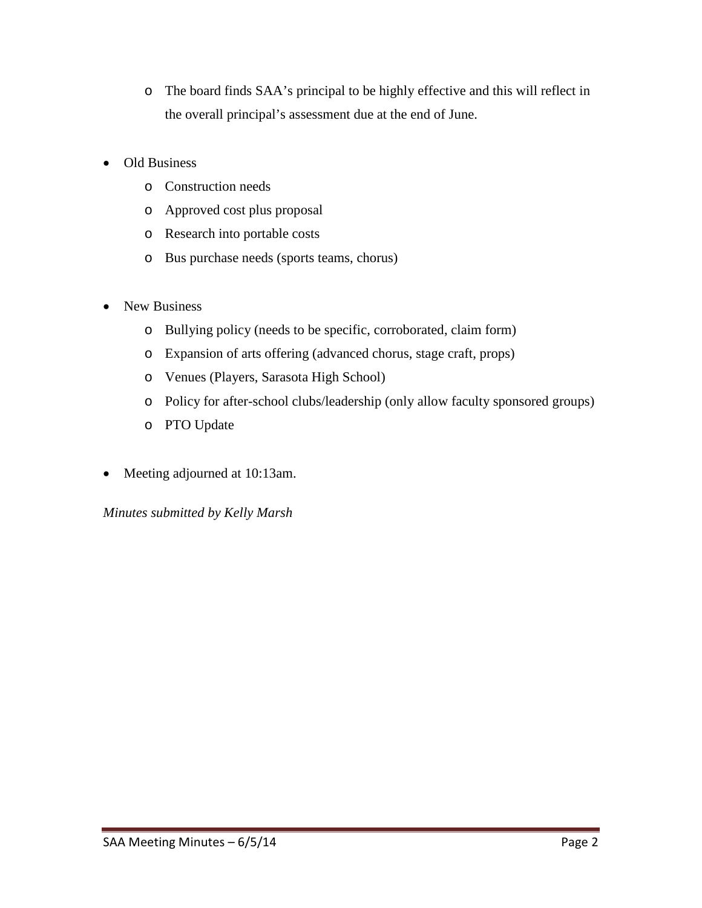- The board finds SAA's principal to be highly effective and this will reflect in the overall principal's assessment due at the end of June.

- Old Business
  - Construction needs
  - Approved cost plus proposal
  - Research into portable costs
  - Bus purchase needs (sports teams, chorus)

- New Business
  - Bullying policy (needs to be specific, corroborated, claim form)
  - Expansion of arts offering (advanced chorus, stage craft, props)
  - Venues (Players, Sarasota High School)
  - Policy for after-school clubs/leadership (only allow faculty sponsored groups)
  - PTO Update

- Meeting adjourned at 10:13am.

*Minutes submitted by Kelly Marsh*